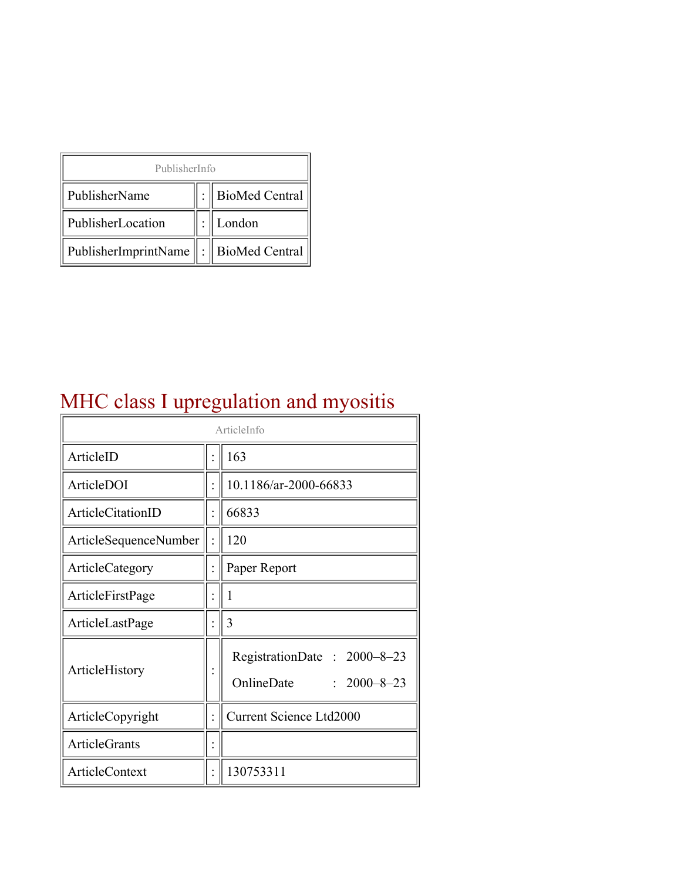| PublisherInfo | | |
|---|---|---|
| PublisherName | : | BioMed Central |
| PublisherLocation | : | London |
| PublisherImprintName | : | BioMed Central |

# MHC class I upregulation and myositis

| ArticleInfo | | |
|---|---|---|
| ArticleID | : | 163 |
| ArticleDOI | : | 10.1186/ar-2000-66833 |
| ArticleCitationID | : | 66833 |
| ArticleSequenceNumber | : | 120 |
| ArticleCategory | : | Paper Report |
| ArticleFirstPage | : | 1 |
| ArticleLastPage | : | 3 |
| ArticleHistory | : | RegistrationDate : 2000–8–23<br>OnlineDate : 2000–8–23 |
| ArticleCopyright | : | Current Science Ltd2000 |
| ArticleGrants | : | |
| ArticleContext | : | 130753311 |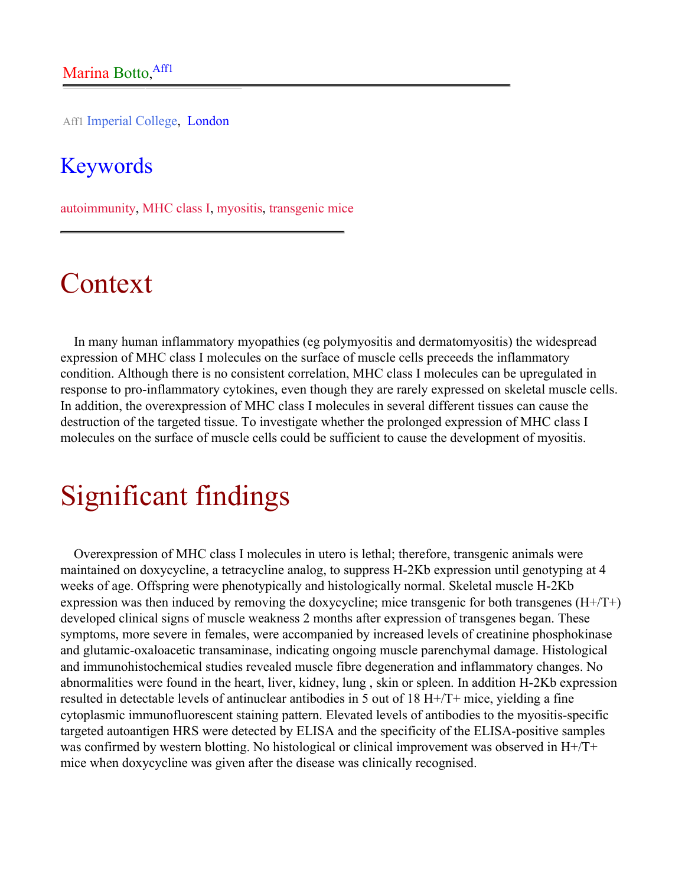Marina Botto,[Aff1]

Aff1 Imperial College, London

## Keywords

autoimmunity, MHC class I, myositis, transgenic mice

# Context

In many human inflammatory myopathies (eg polymyositis and dermatomyositis) the widespread expression of MHC class I molecules on the surface of muscle cells preceeds the inflammatory condition. Although there is no consistent correlation, MHC class I molecules can be upregulated in response to pro-inflammatory cytokines, even though they are rarely expressed on skeletal muscle cells. In addition, the overexpression of MHC class I molecules in several different tissues can cause the destruction of the targeted tissue. To investigate whether the prolonged expression of MHC class I molecules on the surface of muscle cells could be sufficient to cause the development of myositis.

# Significant findings

Overexpression of MHC class I molecules in utero is lethal; therefore, transgenic animals were maintained on doxycycline, a tetracycline analog, to suppress H-2Kb expression until genotyping at 4 weeks of age. Offspring were phenotypically and histologically normal. Skeletal muscle H-2Kb expression was then induced by removing the doxycycline; mice transgenic for both transgenes (H+/T+) developed clinical signs of muscle weakness 2 months after expression of transgenes began. These symptoms, more severe in females, were accompanied by increased levels of creatinine phosphokinase and glutamic-oxaloacetic transaminase, indicating ongoing muscle parenchymal damage. Histological and immunohistochemical studies revealed muscle fibre degeneration and inflammatory changes. No abnormalities were found in the heart, liver, kidney, lung , skin or spleen. In addition H-2Kb expression resulted in detectable levels of antinuclear antibodies in 5 out of 18 H+/T+ mice, yielding a fine cytoplasmic immunofluorescent staining pattern. Elevated levels of antibodies to the myositis-specific targeted autoantigen HRS were detected by ELISA and the specificity of the ELISA-positive samples was confirmed by western blotting. No histological or clinical improvement was observed in H+/T+ mice when doxycycline was given after the disease was clinically recognised.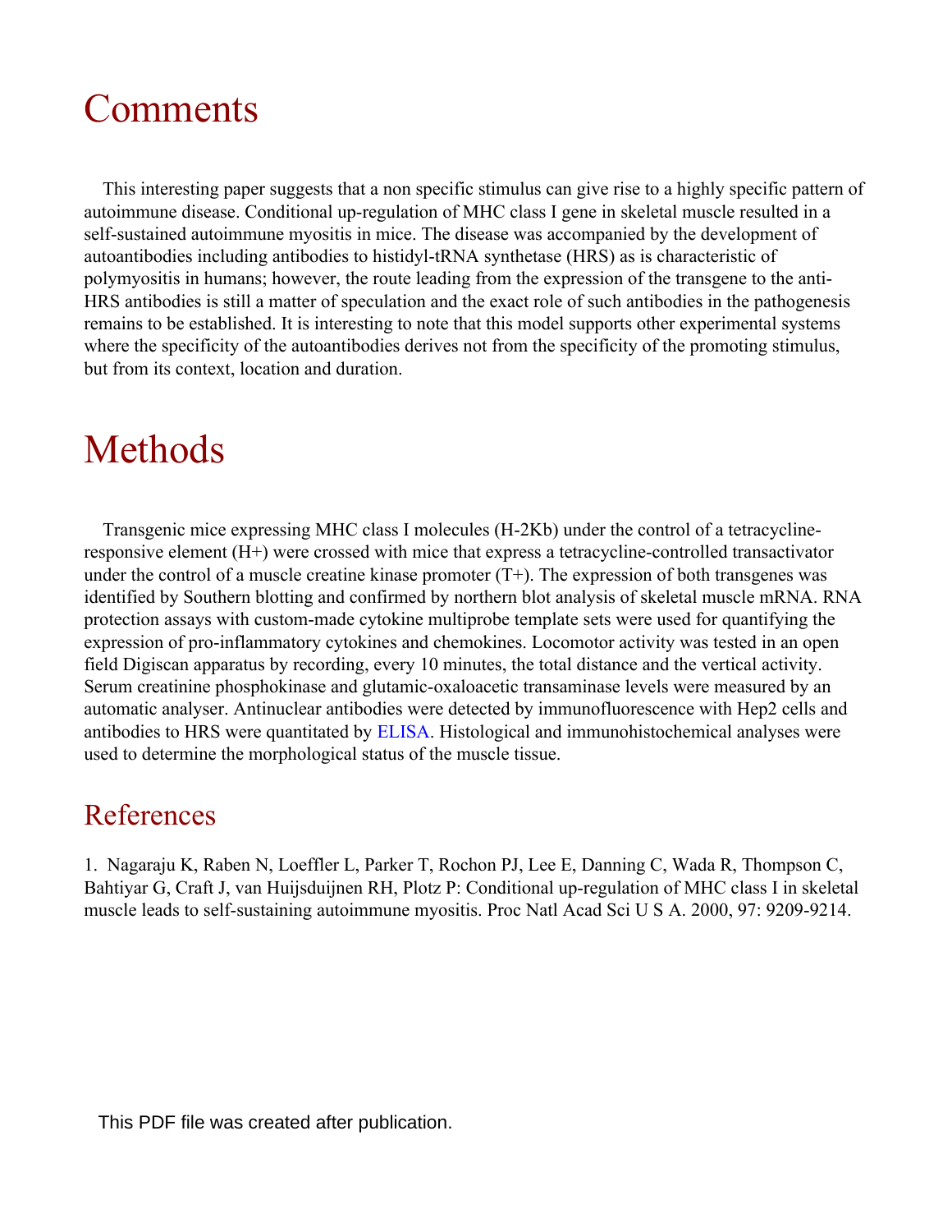# Comments

This interesting paper suggests that a non specific stimulus can give rise to a highly specific pattern of autoimmune disease. Conditional up-regulation of MHC class I gene in skeletal muscle resulted in a self-sustained autoimmune myositis in mice. The disease was accompanied by the development of autoantibodies including antibodies to histidyl-tRNA synthetase (HRS) as is characteristic of polymyositis in humans; however, the route leading from the expression of the transgene to the anti-HRS antibodies is still a matter of speculation and the exact role of such antibodies in the pathogenesis remains to be established. It is interesting to note that this model supports other experimental systems where the specificity of the autoantibodies derives not from the specificity of the promoting stimulus, but from its context, location and duration.

# Methods

Transgenic mice expressing MHC class I molecules (H-2Kb) under the control of a tetracycline-responsive element (H+) were crossed with mice that express a tetracycline-controlled transactivator under the control of a muscle creatine kinase promoter (T+). The expression of both transgenes was identified by Southern blotting and confirmed by northern blot analysis of skeletal muscle mRNA. RNA protection assays with custom-made cytokine multiprobe template sets were used for quantifying the expression of pro-inflammatory cytokines and chemokines. Locomotor activity was tested in an open field Digiscan apparatus by recording, every 10 minutes, the total distance and the vertical activity. Serum creatinine phosphokinase and glutamic-oxaloacetic transaminase levels were measured by an automatic analyser. Antinuclear antibodies were detected by immunofluorescence with Hep2 cells and antibodies to HRS were quantitated by ELISA. Histological and immunohistochemical analyses were used to determine the morphological status of the muscle tissue.

## References

1. Nagaraju K, Raben N, Loeffler L, Parker T, Rochon PJ, Lee E, Danning C, Wada R, Thompson C, Bahtiyar G, Craft J, van Huijsduijnen RH, Plotz P: Conditional up-regulation of MHC class I in skeletal muscle leads to self-sustaining autoimmune myositis. Proc Natl Acad Sci U S A. 2000, 97: 9209-9214.

This PDF file was created after publication.